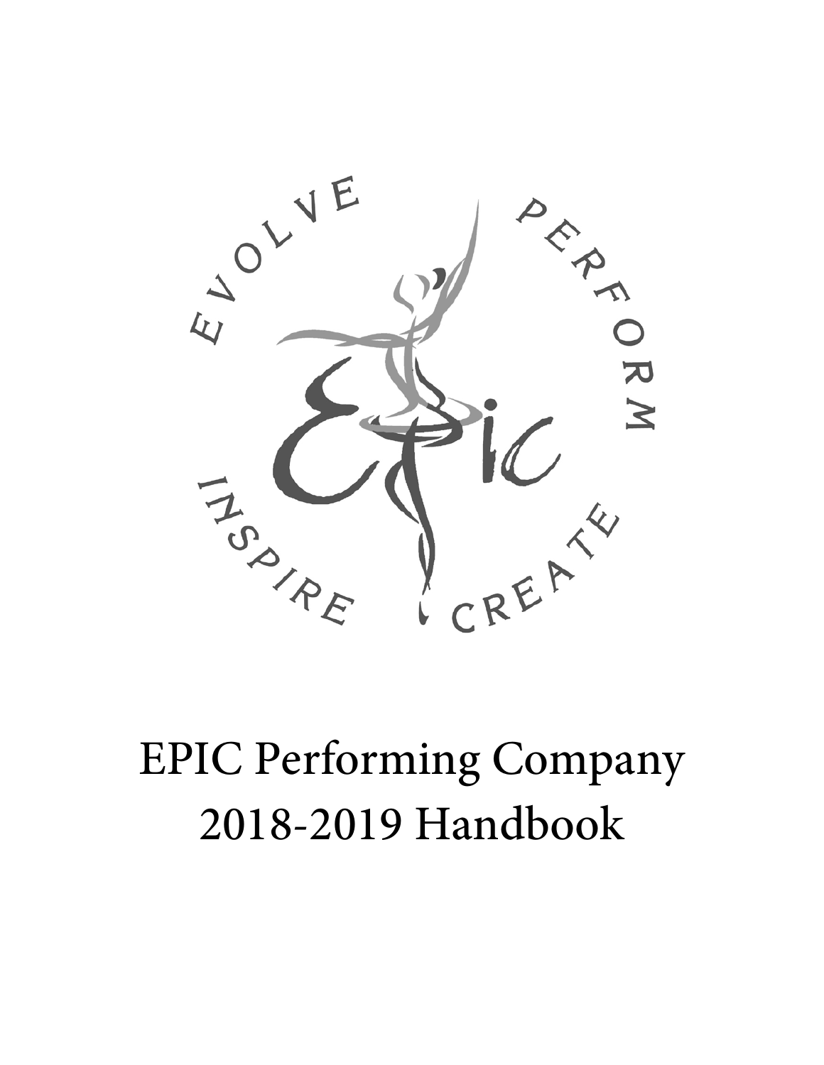EVOLVE PERFORM INSPIRE CREATE

EPIC

# EPIC Performing Company 2018-2019 Handbook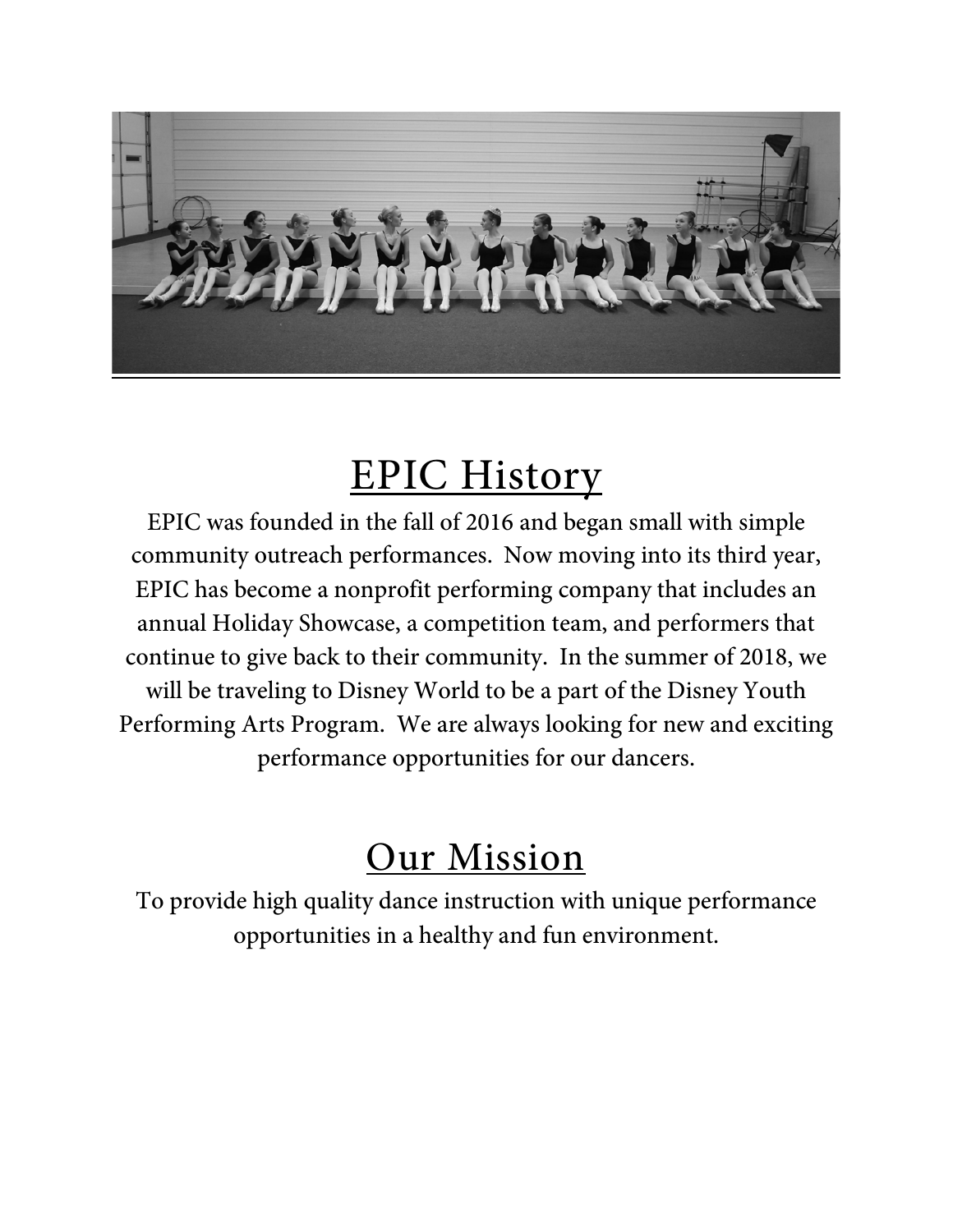## EPIC History

EPIC was founded in the fall of 2016 and began small with simple community outreach performances. Now moving into its third year, EPIC has become a nonprofit performing company that includes an annual Holiday Showcase, a competition team, and performers that continue to give back to their community. In the summer of 2018, we will be traveling to Disney World to be a part of the Disney Youth Performing Arts Program. We are always looking for new and exciting performance opportunities for our dancers.

## Our Mission

To provide high quality dance instruction with unique performance opportunities in a healthy and fun environment.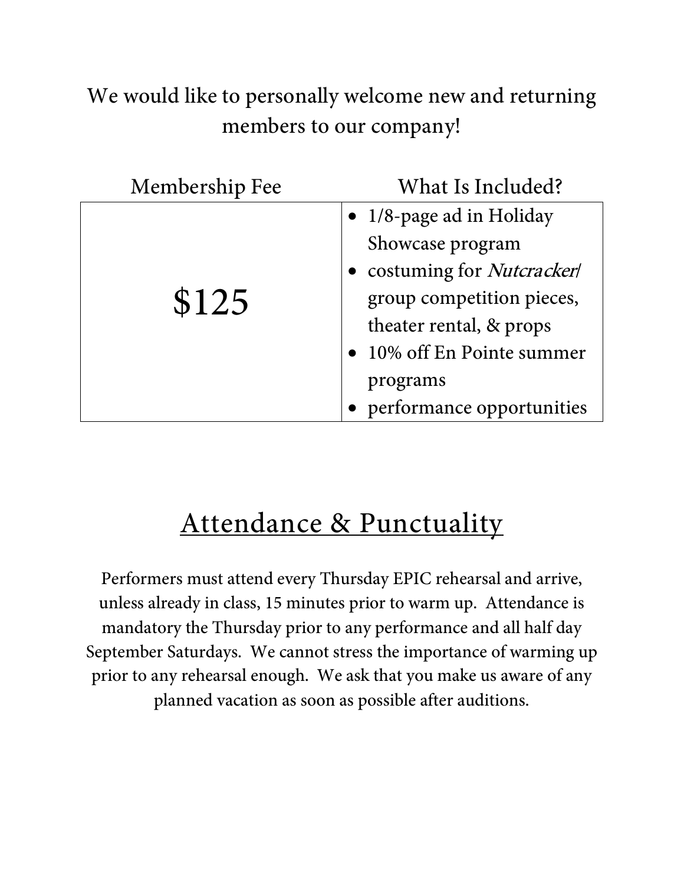We would like to personally welcome new and returning members to our company!

| Membership Fee | What Is Included? |
| --- | --- |
| $125 | • 1/8-page ad in Holiday Showcase program<br>• costuming for *Nutcracker*/ group competition pieces, theater rental, & props<br>• 10% off En Pointe summer programs<br>• performance opportunities |

## Attendance & Punctuality

Performers must attend every Thursday EPIC rehearsal and arrive, unless already in class, 15 minutes prior to warm up. Attendance is mandatory the Thursday prior to any performance and all half day September Saturdays. We cannot stress the importance of warming up prior to any rehearsal enough. We ask that you make us aware of any planned vacation as soon as possible after auditions.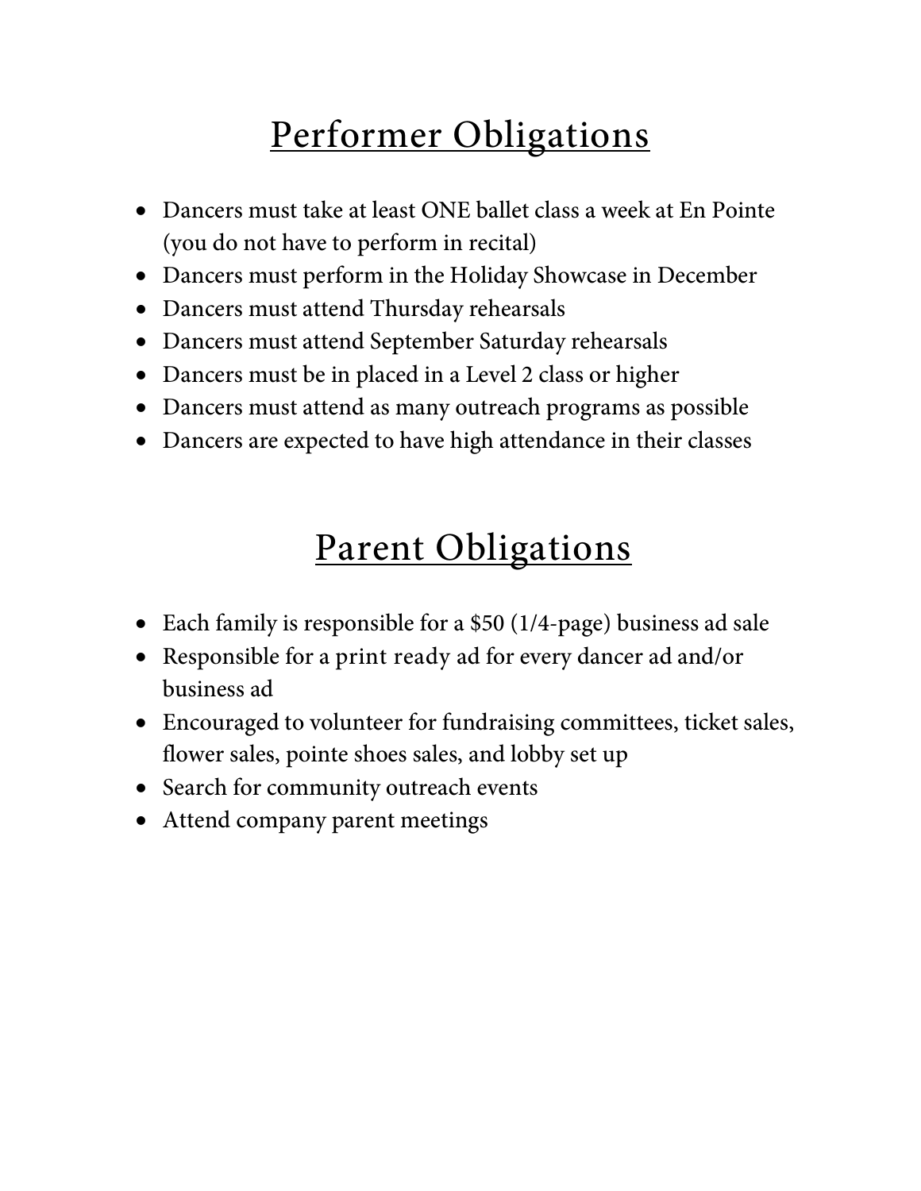# Performer Obligations

- Dancers must take at least ONE ballet class a week at En Pointe (you do not have to perform in recital)
- Dancers must perform in the Holiday Showcase in December
- Dancers must attend Thursday rehearsals
- Dancers must attend September Saturday rehearsals
- Dancers must be in placed in a Level 2 class or higher
- Dancers must attend as many outreach programs as possible
- Dancers are expected to have high attendance in their classes

# Parent Obligations

- Each family is responsible for a $50 (1/4-page) business ad sale
- Responsible for a print ready ad for every dancer ad and/or business ad
- Encouraged to volunteer for fundraising committees, ticket sales, flower sales, pointe shoes sales, and lobby set up
- Search for community outreach events
- Attend company parent meetings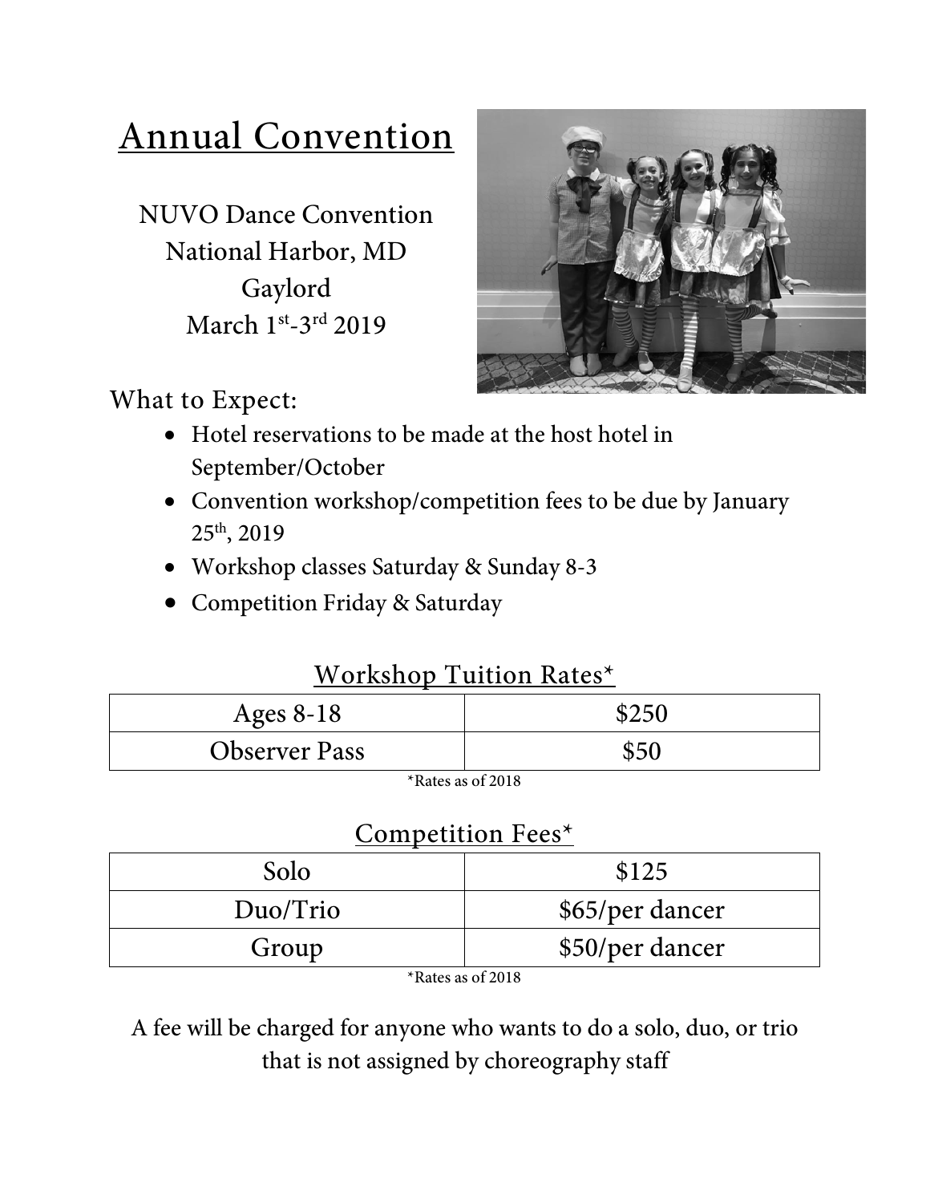# Annual Convention

NUVO Dance Convention
National Harbor, MD
Gaylord
March 1st-3rd 2019

What to Expect:

- Hotel reservations to be made at the host hotel in September/October
- Convention workshop/competition fees to be due by January 25th, 2019
- Workshop classes Saturday & Sunday 8-3
- Competition Friday & Saturday

## Workshop Tuition Rates*

| | |
|---|---|
| Ages 8-18 | $250 |
| Observer Pass | $50 |

*Rates as of 2018

## Competition Fees*

| | |
|---|---|
| Solo | $125 |
| Duo/Trio | $65/per dancer |
| Group | $50/per dancer |

*Rates as of 2018

A fee will be charged for anyone who wants to do a solo, duo, or trio that is not assigned by choreography staff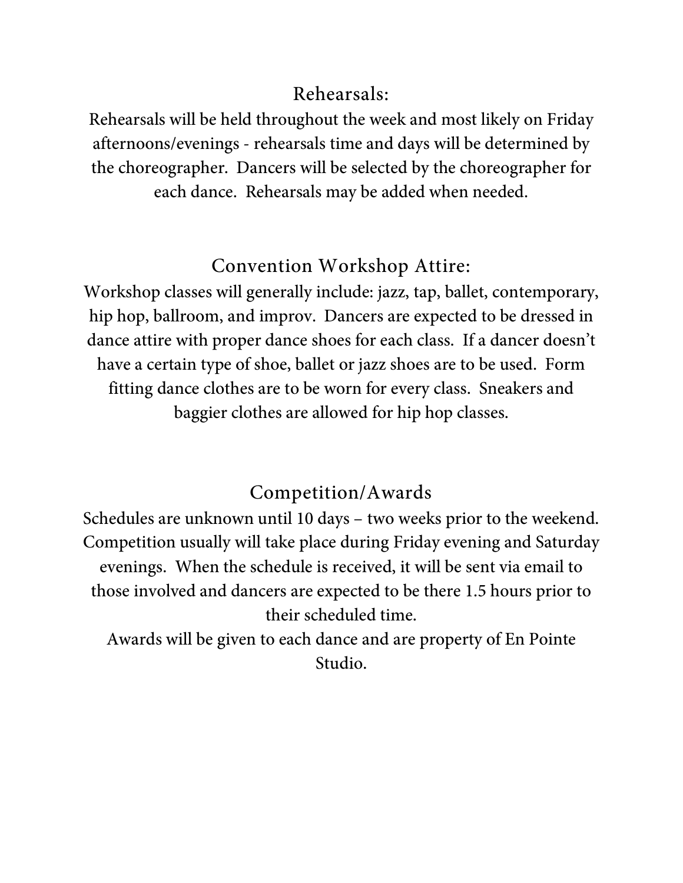## Rehearsals:

Rehearsals will be held throughout the week and most likely on Friday afternoons/evenings - rehearsals time and days will be determined by the choreographer. Dancers will be selected by the choreographer for each dance. Rehearsals may be added when needed.

## Convention Workshop Attire:

Workshop classes will generally include: jazz, tap, ballet, contemporary, hip hop, ballroom, and improv. Dancers are expected to be dressed in dance attire with proper dance shoes for each class. If a dancer doesn't have a certain type of shoe, ballet or jazz shoes are to be used. Form fitting dance clothes are to be worn for every class. Sneakers and baggier clothes are allowed for hip hop classes.

## Competition/Awards

Schedules are unknown until 10 days – two weeks prior to the weekend. Competition usually will take place during Friday evening and Saturday evenings. When the schedule is received, it will be sent via email to those involved and dancers are expected to be there 1.5 hours prior to their scheduled time.

Awards will be given to each dance and are property of En Pointe Studio.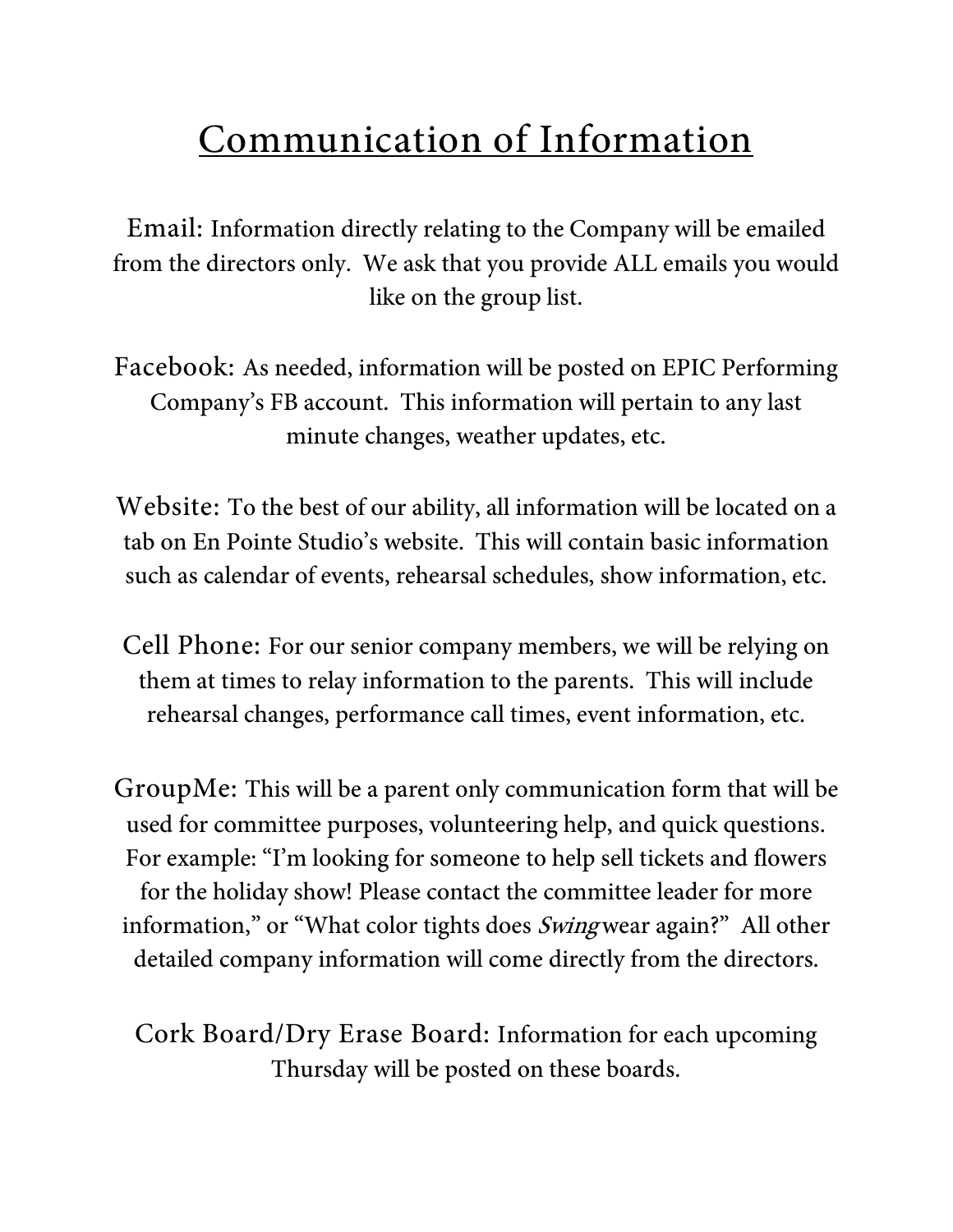# Communication of Information

Email: Information directly relating to the Company will be emailed from the directors only. We ask that you provide ALL emails you would like on the group list.

Facebook: As needed, information will be posted on EPIC Performing Company's FB account. This information will pertain to any last minute changes, weather updates, etc.

Website: To the best of our ability, all information will be located on a tab on En Pointe Studio's website. This will contain basic information such as calendar of events, rehearsal schedules, show information, etc.

Cell Phone: For our senior company members, we will be relying on them at times to relay information to the parents. This will include rehearsal changes, performance call times, event information, etc.

GroupMe: This will be a parent only communication form that will be used for committee purposes, volunteering help, and quick questions. For example: "I'm looking for someone to help sell tickets and flowers for the holiday show! Please contact the committee leader for more information," or "What color tights does *Swing* wear again?" All other detailed company information will come directly from the directors.

Cork Board/Dry Erase Board: Information for each upcoming Thursday will be posted on these boards.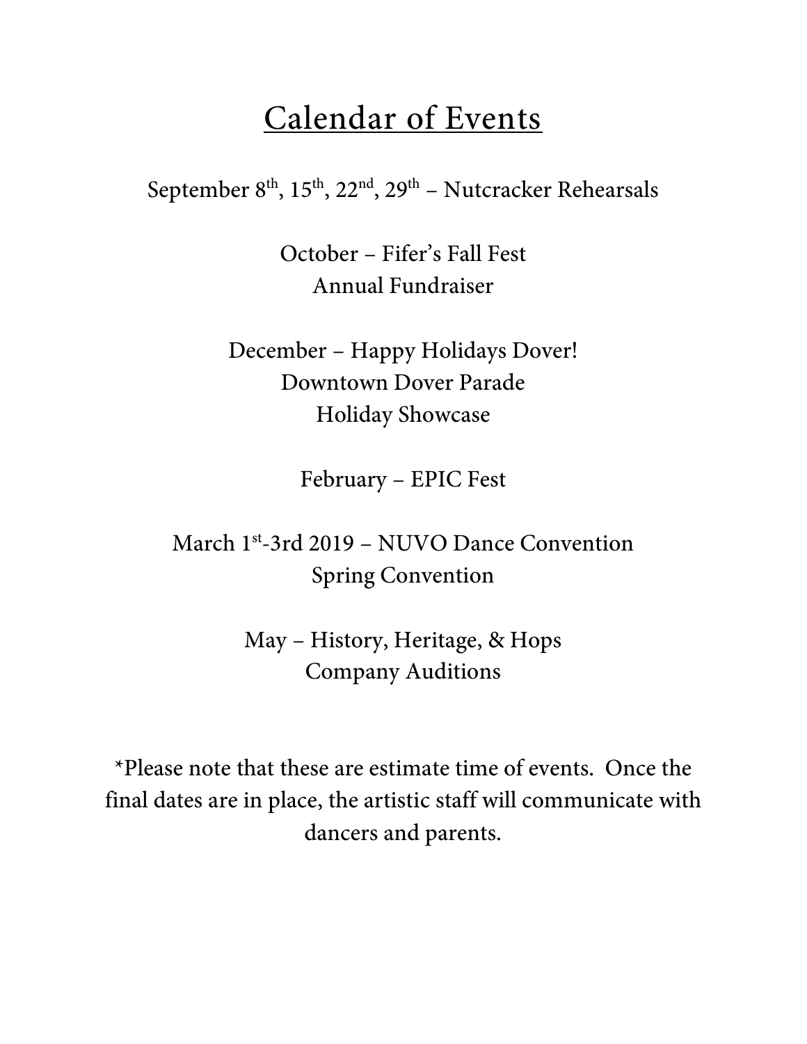# Calendar of Events

September 8th, 15th, 22nd, 29th – Nutcracker Rehearsals

October – Fifer's Fall Fest
Annual Fundraiser

December – Happy Holidays Dover!
Downtown Dover Parade
Holiday Showcase

February – EPIC Fest

March 1st-3rd 2019 – NUVO Dance Convention
Spring Convention

May – History, Heritage, & Hops
Company Auditions

*Please note that these are estimate time of events. Once the final dates are in place, the artistic staff will communicate with dancers and parents.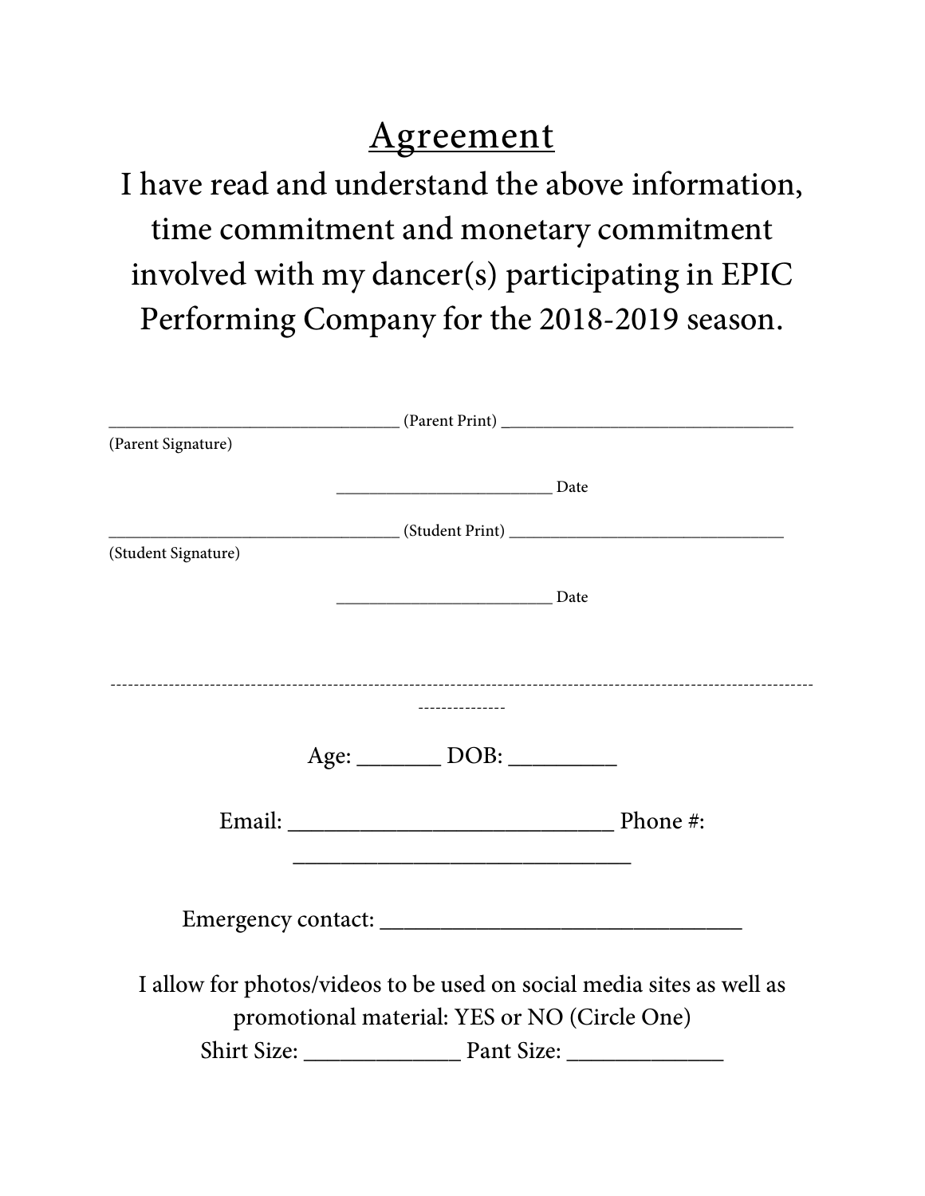# Agreement

## I have read and understand the above information, time commitment and monetary commitment involved with my dancer(s) participating in EPIC Performing Company for the 2018-2019 season.

_________________________________ (Parent Print) _________________________________
(Parent Signature)

_________________________ Date

_________________________________ (Student Print) _______________________________
(Student Signature)

_________________________ Date

---

Age: _______ DOB: _________

Email: ___________________________ Phone #: ____________________________

Emergency contact: _______________________________

I allow for photos/videos to be used on social media sites as well as promotional material: YES or NO (Circle One)

Shirt Size: _____________ Pant Size: _____________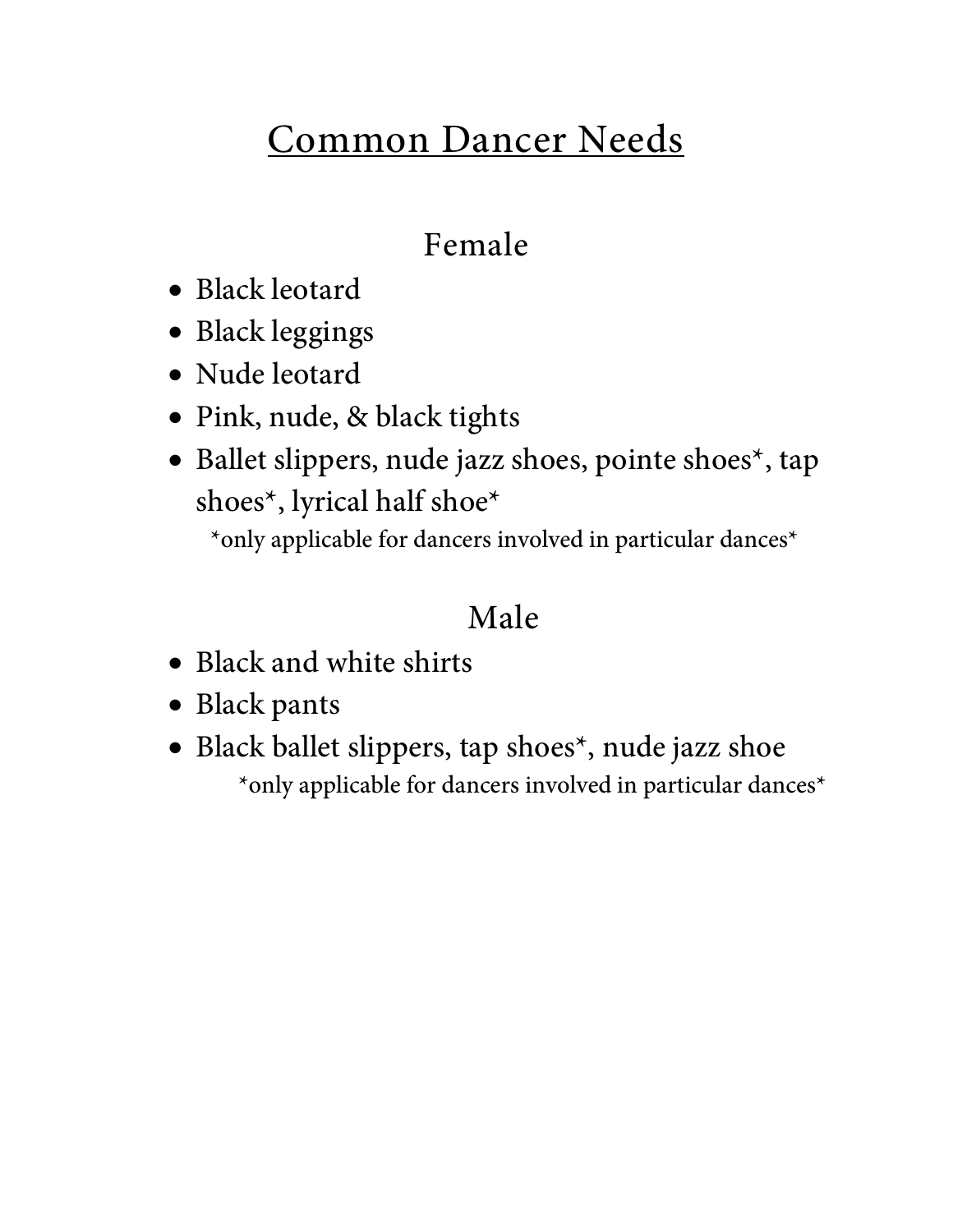# Common Dancer Needs

## Female

- Black leotard
- Black leggings
- Nude leotard
- Pink, nude, & black tights
- Ballet slippers, nude jazz shoes, pointe shoes*, tap shoes*, lyrical half shoe*

*only applicable for dancers involved in particular dances*

## Male

- Black and white shirts
- Black pants
- Black ballet slippers, tap shoes*, nude jazz shoe

*only applicable for dancers involved in particular dances*